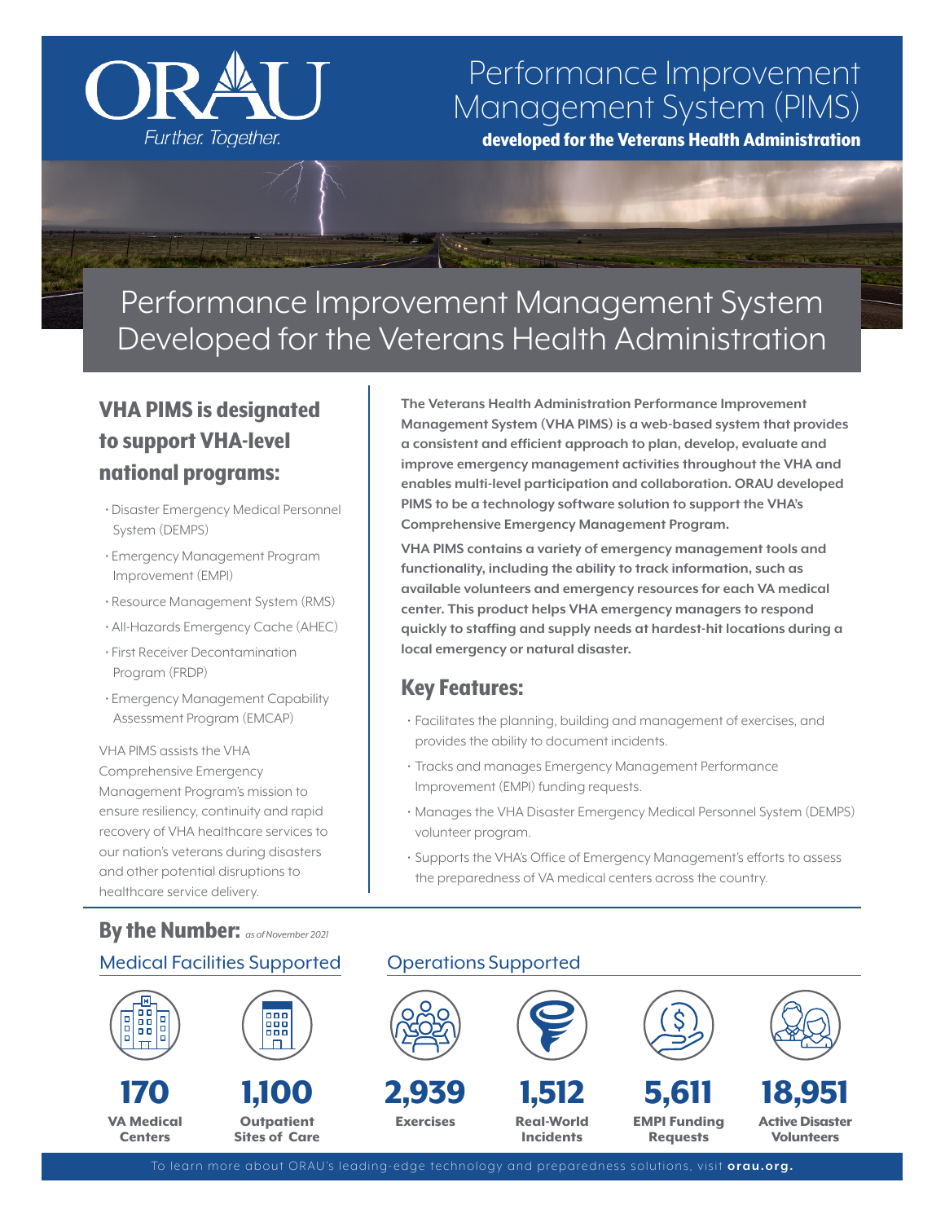ORAU

Further. Together.

# Performance Improvement Management System (PIMS)

**developed for the Veterans Health Administration**

## Performance Improvement Management System Developed for the Veterans Health Administration

### VHA PIMS is designated to support VHA-level national programs:

- Disaster Emergency Medical Personnel System (DEMPS)
- Emergency Management Program Improvement (EMPI)
- Resource Management System (RMS)
- All-Hazards Emergency Cache (AHEC)
- First Receiver Decontamination Program (FRDP)
- Emergency Management Capability Assessment Program (EMCAP)

VHA PIMS assists the VHA Comprehensive Emergency Management Program's mission to ensure resiliency, continuity and rapid recovery of VHA healthcare services to our nation's veterans during disasters and other potential disruptions to healthcare service delivery.

**The Veterans Health Administration Performance Improvement Management System (VHA PIMS) is a web-based system that provides a consistent and efficient approach to plan, develop, evaluate and improve emergency management activities throughout the VHA and enables multi-level participation and collaboration. ORAU developed PIMS to be a technology software solution to support the VHA's Comprehensive Emergency Management Program.**

**VHA PIMS contains a variety of emergency management tools and functionality, including the ability to track information, such as available volunteers and emergency resources for each VA medical center. This product helps VHA emergency managers to respond quickly to staffing and supply needs at hardest-hit locations during a local emergency or natural disaster.**

### Key Features:

- Facilitates the planning, building and management of exercises, and provides the ability to document incidents.
- Tracks and manages Emergency Management Performance Improvement (EMPI) funding requests.
- Manages the VHA Disaster Emergency Medical Personnel System (DEMPS) volunteer program.
- Supports the VHA's Office of Emergency Management's efforts to assess the preparedness of VA medical centers across the country.

### By the Number: *as of November 2021*

#### Medical Facilities Supported

**170**
**VA Medical Centers**

**1,100**
**Outpatient Sites of Care**

#### Operations Supported

**2,939**
**Exercises**

**1,512**
**Real-World Incidents**

**5,611**
**EMPI Funding Requests**

**18,951**
**Active Disaster Volunteers**

To learn more about ORAU's leading-edge technology and preparedness solutions, visit **orau.org.**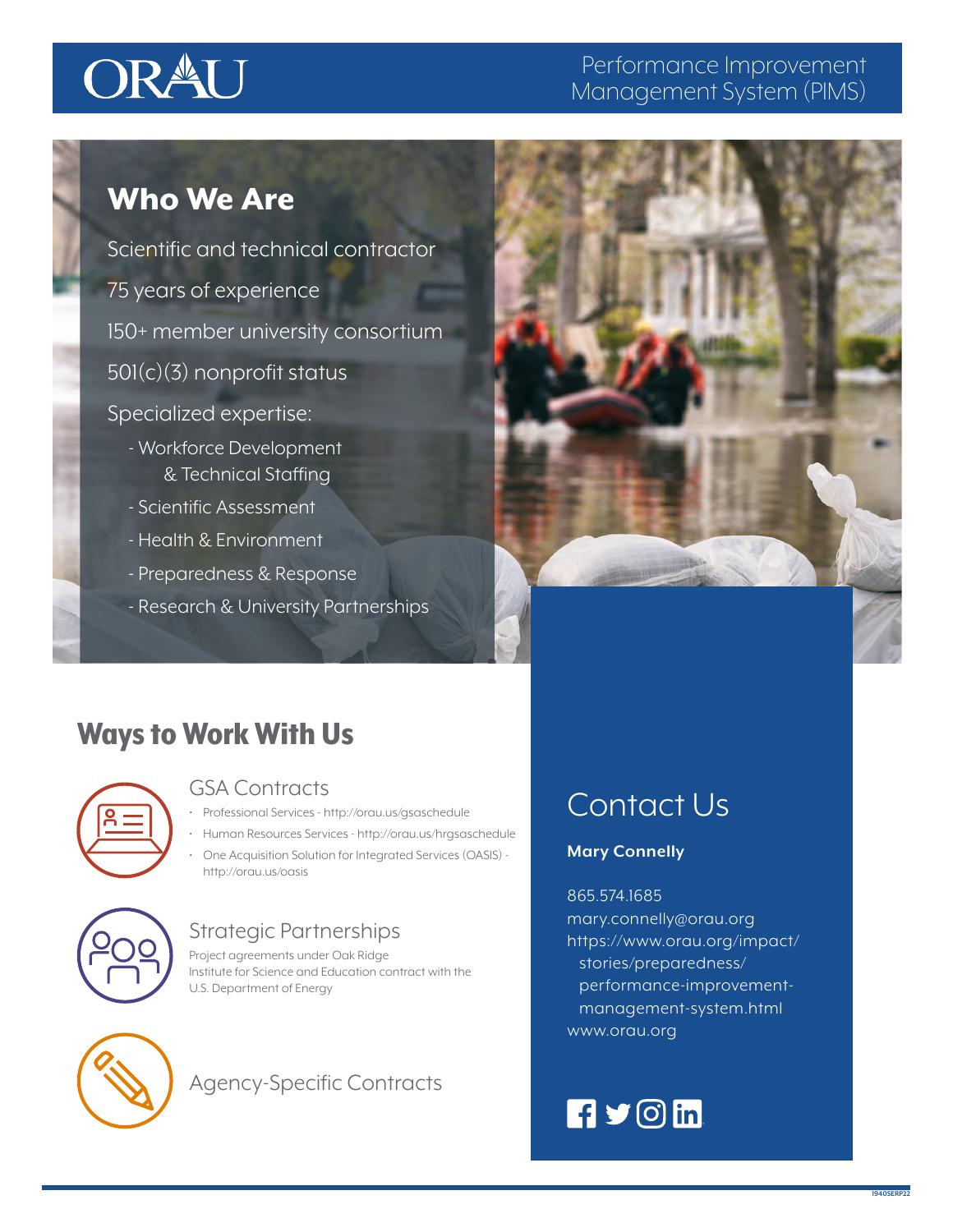ORAU

Performance Improvement Management System (PIMS)

## Who We Are

Scientific and technical contractor

75 years of experience

150+ member university consortium

501(c)(3) nonprofit status

Specialized expertise:

- Workforce Development & Technical Staffing
- Scientific Assessment
- Health & Environment
- Preparedness & Response
- Research & University Partnerships

## Ways to Work With Us

### GSA Contracts

- Professional Services - http://orau.us/gsaschedule
- Human Resources Services - http://orau.us/hrgsaschedule
- One Acquisition Solution for Integrated Services (OASIS) - http://orau.us/oasis

### Strategic Partnerships

Project agreements under Oak Ridge Institute for Science and Education contract with the U.S. Department of Energy

### Agency-Specific Contracts

## Contact Us

**Mary Connelly**

865.574.1685
mary.connelly@orau.org
https://www.orau.org/impact/stories/preparedness/performance-improvement-management-system.html
www.orau.org

1940SERP22